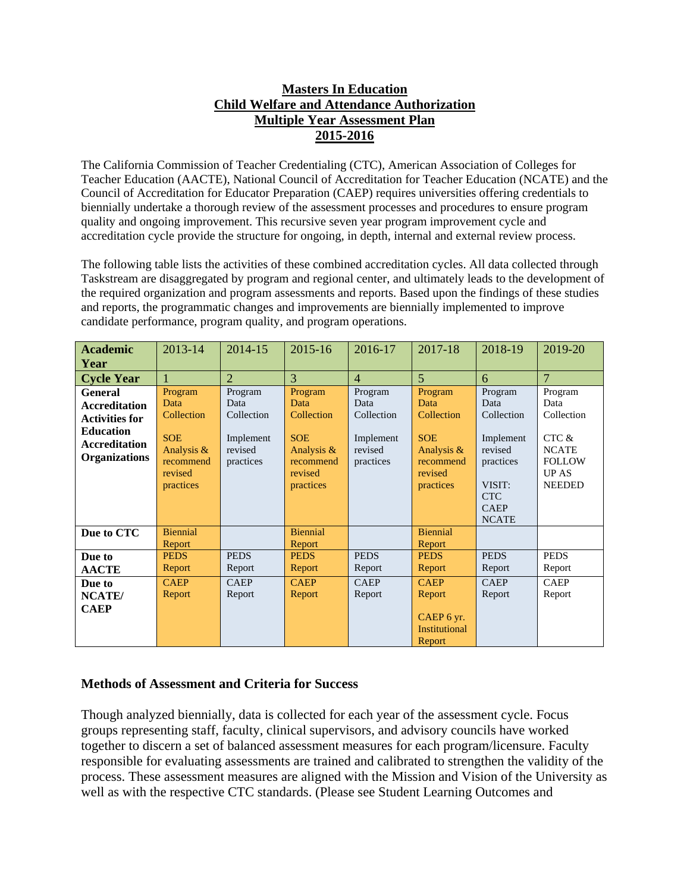# Masters In Education
# Child Welfare and Attendance Authorization
# Multiple Year Assessment Plan
# 2015-2016

The California Commission of Teacher Credentialing (CTC), American Association of Colleges for Teacher Education (AACTE), National Council of Accreditation for Teacher Education (NCATE) and the Council of Accreditation for Educator Preparation (CAEP) requires universities offering credentials to biennially undertake a thorough review of the assessment processes and procedures to ensure program quality and ongoing improvement. This recursive seven year program improvement cycle and accreditation cycle provide the structure for ongoing, in depth, internal and external review process.

The following table lists the activities of these combined accreditation cycles. All data collected through Taskstream are disaggregated by program and regional center, and ultimately leads to the development of the required organization and program assessments and reports. Based upon the findings of these studies and reports, the programmatic changes and improvements are biennially implemented to improve candidate performance, program quality, and program operations.

| **Academic Year** | 2013-14 | 2014-15 | 2015-16 | 2016-17 | 2017-18 | 2018-19 | 2019-20 |
|---|---|---|---|---|---|---|---|
| **Cycle Year** | 1 | 2 | 3 | 4 | 5 | 6 | 7 |
| **General Accreditation Activities for Education Accreditation Organizations** | Program Data Collection<br><br>SOE Analysis & recommend revised practices | Program Data Collection<br><br>Implement revised practices | Program Data Collection<br><br>SOE Analysis & recommend revised practices | Program Data Collection<br><br>Implement revised practices | Program Data Collection<br><br>SOE Analysis & recommend revised practices | Program Data Collection<br><br>Implement revised practices<br><br>VISIT: CTC CAEP NCATE | Program Data Collection<br><br>CTC & NCATE FOLLOW UP AS NEEDED |
| **Due to CTC** | Biennial Report | | Biennial Report | | Biennial Report | | |
| **Due to AACTE** | PEDS Report | PEDS Report | PEDS Report | PEDS Report | PEDS Report | PEDS Report | PEDS Report |
| **Due to NCATE/ CAEP** | CAEP Report | CAEP Report | CAEP Report | CAEP Report | CAEP Report<br><br>CAEP 6 yr. Institutional Report | CAEP Report | CAEP Report |

## Methods of Assessment and Criteria for Success

Though analyzed biennially, data is collected for each year of the assessment cycle. Focus groups representing staff, faculty, clinical supervisors, and advisory councils have worked together to discern a set of balanced assessment measures for each program/licensure. Faculty responsible for evaluating assessments are trained and calibrated to strengthen the validity of the process. These assessment measures are aligned with the Mission and Vision of the University as well as with the respective CTC standards. (Please see Student Learning Outcomes and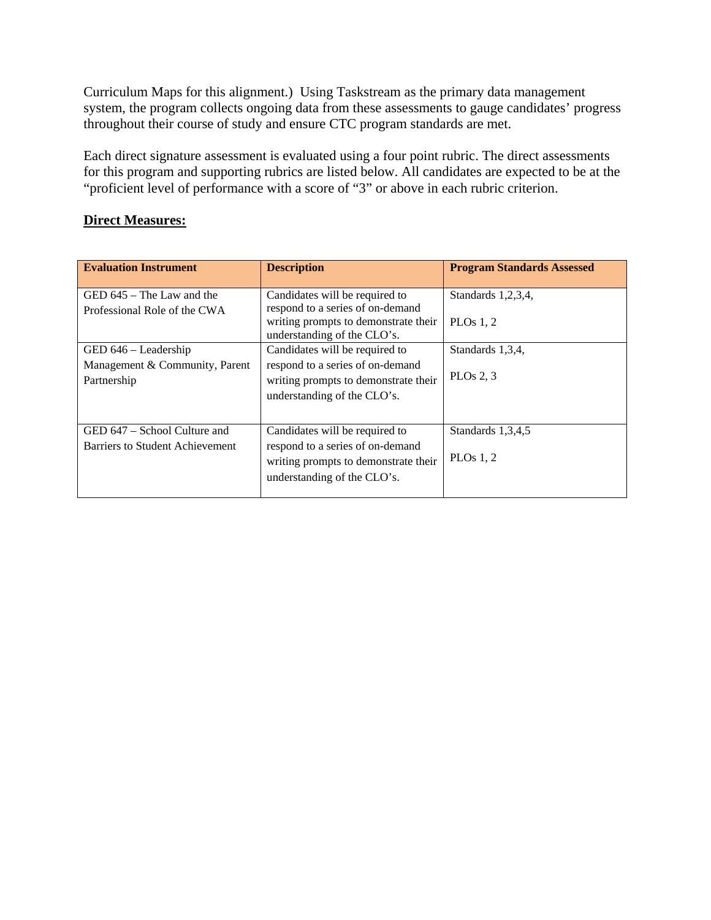Curriculum Maps for this alignment.) Using Taskstream as the primary data management system, the program collects ongoing data from these assessments to gauge candidates' progress throughout their course of study and ensure CTC program standards are met.

Each direct signature assessment is evaluated using a four point rubric. The direct assessments for this program and supporting rubrics are listed below. All candidates are expected to be at the "proficient level of performance with a score of "3" or above in each rubric criterion.

**Direct Measures:**

| Evaluation Instrument | Description | Program Standards Assessed |
|---|---|---|
| GED 645 – The Law and the Professional Role of the CWA | Candidates will be required to respond to a series of on-demand writing prompts to demonstrate their understanding of the CLO's. | Standards 1,2,3,4,<br><br>PLOs 1, 2 |
| GED 646 – Leadership Management & Community, Parent Partnership | Candidates will be required to respond to a series of on-demand writing prompts to demonstrate their understanding of the CLO's. | Standards 1,3,4,<br><br>PLOs 2, 3 |
| GED 647 – School Culture and Barriers to Student Achievement | Candidates will be required to respond to a series of on-demand writing prompts to demonstrate their understanding of the CLO's. | Standards 1,3,4,5<br><br>PLOs 1, 2 |